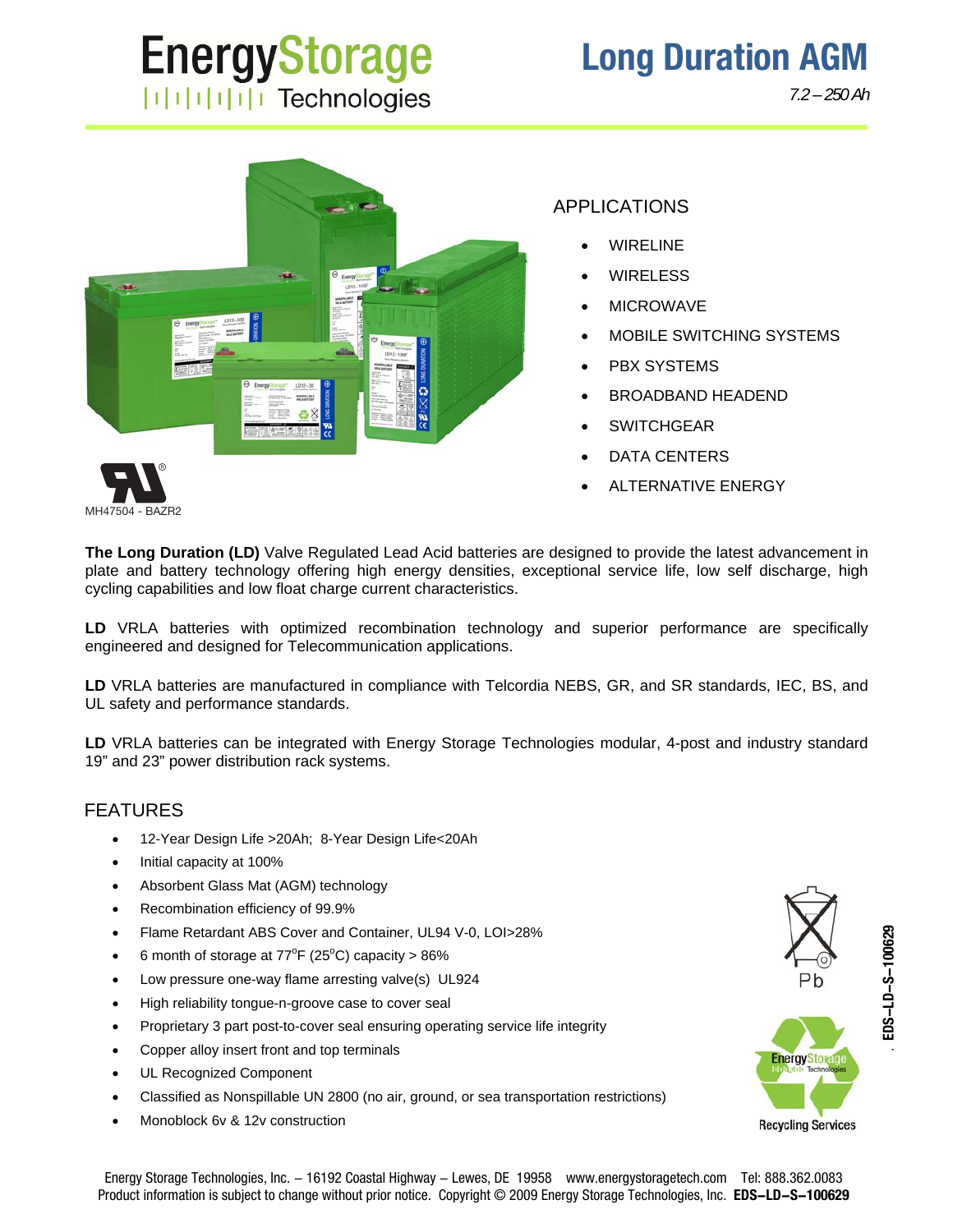# EnergyStorage Technologies

# Long Duration AGM

*7.2 – 250 Ah*

MH47504 - BAZR2

## APPLICATIONS

- WIRELINE
- WIRELESS
- MICROWAVE
- MOBILE SWITCHING SYSTEMS
- PBX SYSTEMS
- BROADBAND HEADEND
- SWITCHGEAR
- DATA CENTERS
- ALTERNATIVE ENERGY

**The Long Duration (LD)** Valve Regulated Lead Acid batteries are designed to provide the latest advancement in plate and battery technology offering high energy densities, exceptional service life, low self discharge, high cycling capabilities and low float charge current characteristics.

**LD** VRLA batteries with optimized recombination technology and superior performance are specifically engineered and designed for Telecommunication applications.

**LD** VRLA batteries are manufactured in compliance with Telcordia NEBS, GR, and SR standards, IEC, BS, and UL safety and performance standards.

**LD** VRLA batteries can be integrated with Energy Storage Technologies modular, 4-post and industry standard 19" and 23" power distribution rack systems.

## FEATURES

- 12-Year Design Life >20Ah; 8-Year Design Life<20Ah
- Initial capacity at 100%
- Absorbent Glass Mat (AGM) technology
- Recombination efficiency of 99.9%
- Flame Retardant ABS Cover and Container, UL94 V-0, LOI>28%
- 6 month of storage at 77°F (25°C) capacity > 86%
- Low pressure one-way flame arresting valve(s) UL924
- High reliability tongue-n-groove case to cover seal
- Proprietary 3 part post-to-cover seal ensuring operating service life integrity
- Copper alloy insert front and top terminals
- UL Recognized Component
- Classified as Nonspillable UN 2800 (no air, ground, or sea transportation restrictions)
- Monoblock 6v & 12v construction

Pb

Recycling Services

EDS–LD–S–100629

Energy Storage Technologies, Inc. – 16192 Coastal Highway – Lewes, DE 19958 www.energystoragetech.com Tel: 888.362.0083
Product information is subject to change without prior notice. Copyright © 2009 Energy Storage Technologies, Inc. **EDS–LD–S–100629**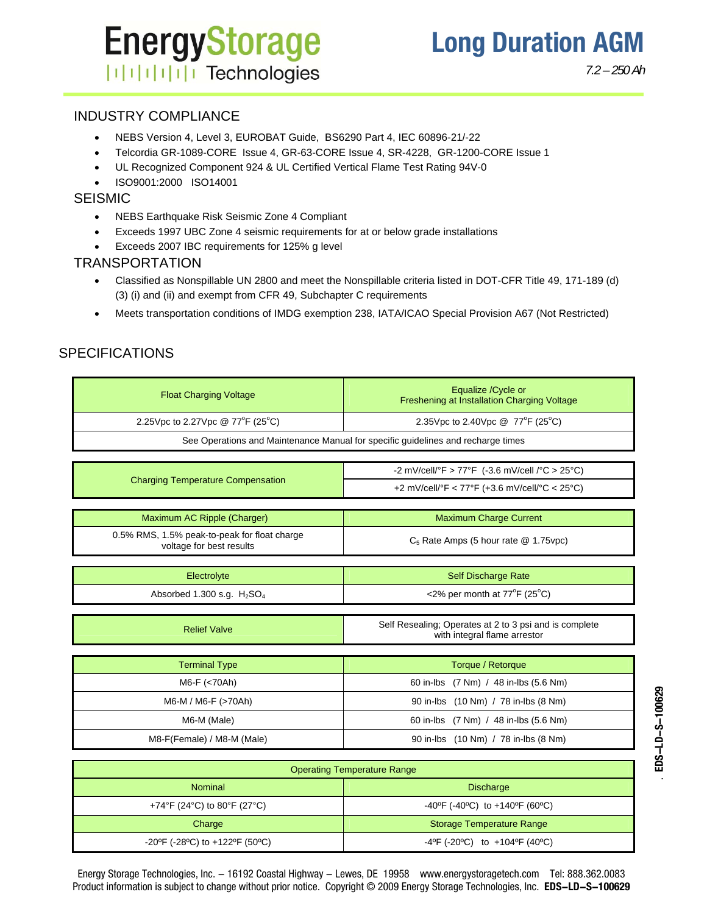# EnergyStorage Technologies

# Long Duration AGM

*7.2 – 250 Ah*

## INDUSTRY COMPLIANCE

- NEBS Version 4, Level 3, EUROBAT Guide, BS6290 Part 4, IEC 60896-21/-22
- Telcordia GR-1089-CORE Issue 4, GR-63-CORE Issue 4, SR-4228, GR-1200-CORE Issue 1
- UL Recognized Component 924 & UL Certified Vertical Flame Test Rating 94V-0
- ISO9001:2000 ISO14001

## SEISMIC

- NEBS Earthquake Risk Seismic Zone 4 Compliant
- Exceeds 1997 UBC Zone 4 seismic requirements for at or below grade installations
- Exceeds 2007 IBC requirements for 125% g level

## TRANSPORTATION

- Classified as Nonspillable UN 2800 and meet the Nonspillable criteria listed in DOT-CFR Title 49, 171-189 (d) (3) (i) and (ii) and exempt from CFR 49, Subchapter C requirements
- Meets transportation conditions of IMDG exemption 238, IATA/ICAO Special Provision A67 (Not Restricted)

## SPECIFICATIONS

| Float Charging Voltage | Equalize /Cycle or Freshening at Installation Charging Voltage |
|---|---|
| 2.25Vpc to 2.27Vpc @ 77°F (25°C) | 2.35Vpc to 2.40Vpc @ 77°F (25°C) |
| See Operations and Maintenance Manual for specific guidelines and recharge times | |

| Charging Temperature Compensation | |
|---|---|
| | -2 mV/cell/°F > 77°F (-3.6 mV/cell /°C > 25°C) |
| | +2 mV/cell/°F < 77°F (+3.6 mV/cell/°C < 25°C) |

| Maximum AC Ripple (Charger) | Maximum Charge Current |
|---|---|
| 0.5% RMS, 1.5% peak-to-peak for float charge voltage for best results | $C_5$ Rate Amps (5 hour rate @ 1.75vpc) |

| Electrolyte | Self Discharge Rate |
|---|---|
| Absorbed 1.300 s.g. $H_2SO_4$ | <2% per month at 77°F (25°C) |

| Relief Valve | Self Resealing; Operates at 2 to 3 psi and is complete with integral flame arrestor |
|---|---|

| Terminal Type | Torque / Retorque |
|---|---|
| M6-F (<70Ah) | 60 in-lbs (7 Nm) / 48 in-lbs (5.6 Nm) |
| M6-M / M6-F (>70Ah) | 90 in-lbs (10 Nm) / 78 in-lbs (8 Nm) |
| M6-M (Male) | 60 in-lbs (7 Nm) / 48 in-lbs (5.6 Nm) |
| M8-F(Female) / M8-M (Male) | 90 in-lbs (10 Nm) / 78 in-lbs (8 Nm) |

| Operating Temperature Range | |
|---|---|
| Nominal | Discharge |
| +74°F (24°C) to 80°F (27°C) | -40ºF (-40ºC) to +140ºF (60ºC) |
| Charge | Storage Temperature Range |
| -20ºF (-28ºC) to +122ºF (50ºC) | -4ºF (-20ºC) to +104ºF (40ºC) |

Energy Storage Technologies, Inc. – 16192 Coastal Highway – Lewes, DE 19958 www.energystoragetech.com Tel: 888.362.0083
Product information is subject to change without prior notice. Copyright © 2009 Energy Storage Technologies, Inc. **EDS–LD–S–100629**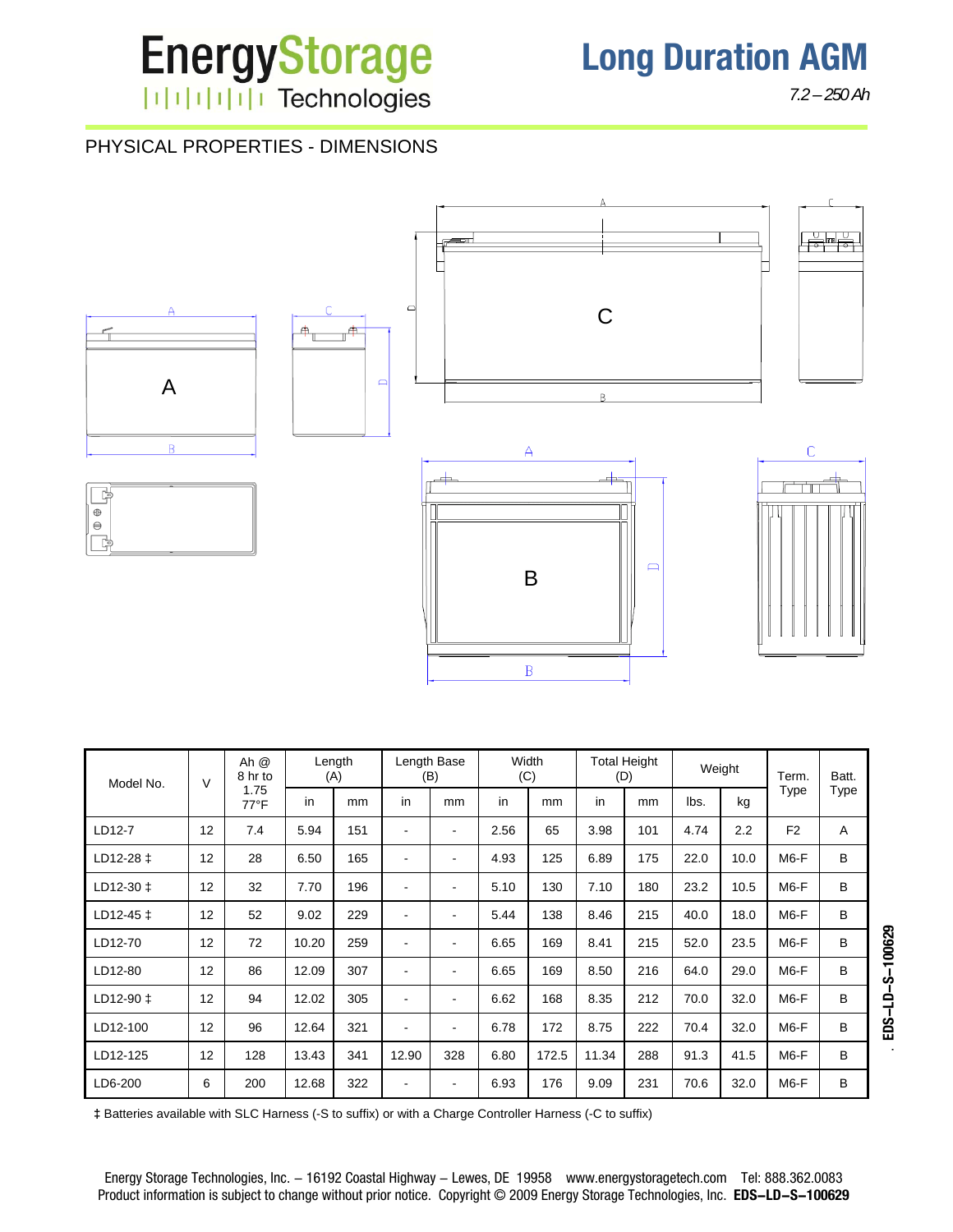# PHYSICAL PROPERTIES - DIMENSIONS

| Model No. | V | Ah @ 8 hr to 1.75 77°F | Length (A) | | Length Base (B) | | Width (C) | | Total Height (D) | | Weight | | Term. Type | Batt. Type |
|---|---|---|---|---|---|---|---|---|---|---|---|---|---|---|
| | | | in | mm | in | mm | in | mm | in | mm | lbs. | kg | | |
| LD12-7 | 12 | 7.4 | 5.94 | 151 | - | - | 2.56 | 65 | 3.98 | 101 | 4.74 | 2.2 | F2 | A |
| LD12-28 ‡ | 12 | 28 | 6.50 | 165 | - | - | 4.93 | 125 | 6.89 | 175 | 22.0 | 10.0 | M6-F | B |
| LD12-30 ‡ | 12 | 32 | 7.70 | 196 | - | - | 5.10 | 130 | 7.10 | 180 | 23.2 | 10.5 | M6-F | B |
| LD12-45 ‡ | 12 | 52 | 9.02 | 229 | - | - | 5.44 | 138 | 8.46 | 215 | 40.0 | 18.0 | M6-F | B |
| LD12-70 | 12 | 72 | 10.20 | 259 | - | - | 6.65 | 169 | 8.41 | 215 | 52.0 | 23.5 | M6-F | B |
| LD12-80 | 12 | 86 | 12.09 | 307 | - | - | 6.65 | 169 | 8.50 | 216 | 64.0 | 29.0 | M6-F | B |
| LD12-90 ‡ | 12 | 94 | 12.02 | 305 | - | - | 6.62 | 168 | 8.35 | 212 | 70.0 | 32.0 | M6-F | B |
| LD12-100 | 12 | 96 | 12.64 | 321 | - | - | 6.78 | 172 | 8.75 | 222 | 70.4 | 32.0 | M6-F | B |
| LD12-125 | 12 | 128 | 13.43 | 341 | 12.90 | 328 | 6.80 | 172.5 | 11.34 | 288 | 91.3 | 41.5 | M6-F | B |
| LD6-200 | 6 | 200 | 12.68 | 322 | - | - | 6.93 | 176 | 9.09 | 231 | 70.6 | 32.0 | M6-F | B |

‡ Batteries available with SLC Harness (-S to suffix) or with a Charge Controller Harness (-C to suffix)

Energy Storage Technologies, Inc. – 16192 Coastal Highway – Lewes, DE 19958 www.energystoragetech.com Tel: 888.362.0083
Product information is subject to change without prior notice. Copyright © 2009 Energy Storage Technologies, Inc. **EDS–LD–S–100629**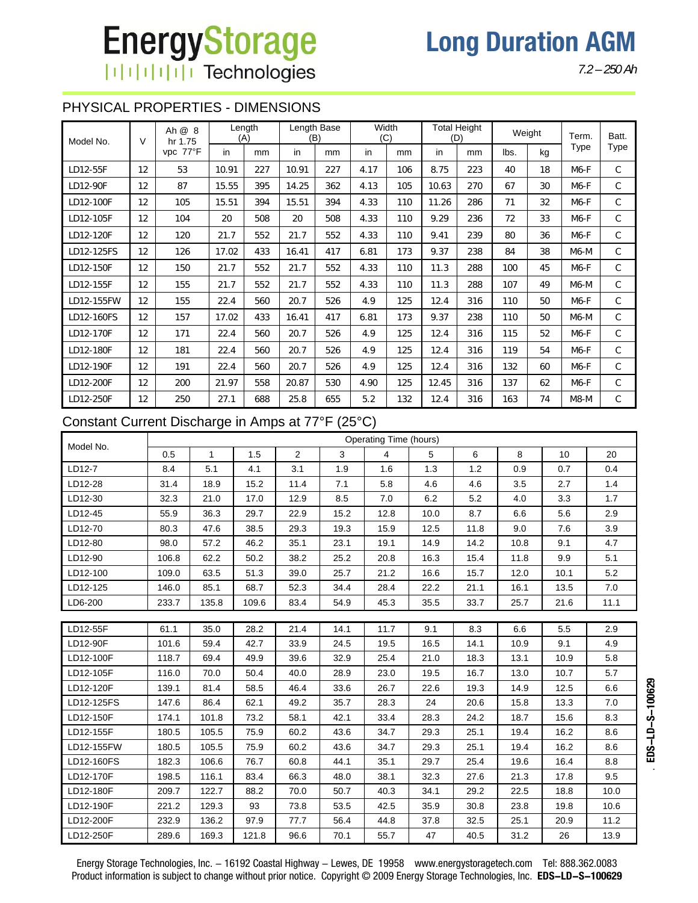# EnergyStorage Technologies

# Long Duration AGM

*7.2 – 250 Ah*

## PHYSICAL PROPERTIES - DIMENSIONS

| Model No. | V | Ah @ 8 hr 1.75 vpc 77°F | Length (A) | | Length Base (B) | | Width (C) | | Total Height (D) | | Weight | | Term. Type | Batt. Type |
|---|---|---|---|---|---|---|---|---|---|---|---|---|---|---|
| | | | in | mm | in | mm | in | mm | in | mm | lbs. | kg | | |
| LD12-55F | 12 | 53 | 10.91 | 227 | 10.91 | 227 | 4.17 | 106 | 8.75 | 223 | 40 | 18 | M6-F | C |
| LD12-90F | 12 | 87 | 15.55 | 395 | 14.25 | 362 | 4.13 | 105 | 10.63 | 270 | 67 | 30 | M6-F | C |
| LD12-100F | 12 | 105 | 15.51 | 394 | 15.51 | 394 | 4.33 | 110 | 11.26 | 286 | 71 | 32 | M6-F | C |
| LD12-105F | 12 | 104 | 20 | 508 | 20 | 508 | 4.33 | 110 | 9.29 | 236 | 72 | 33 | M6-F | C |
| LD12-120F | 12 | 120 | 21.7 | 552 | 21.7 | 552 | 4.33 | 110 | 9.41 | 239 | 80 | 36 | M6-F | C |
| LD12-125FS | 12 | 126 | 17.02 | 433 | 16.41 | 417 | 6.81 | 173 | 9.37 | 238 | 84 | 38 | M6-M | C |
| LD12-150F | 12 | 150 | 21.7 | 552 | 21.7 | 552 | 4.33 | 110 | 11.3 | 288 | 100 | 45 | M6-F | C |
| LD12-155F | 12 | 155 | 21.7 | 552 | 21.7 | 552 | 4.33 | 110 | 11.3 | 288 | 107 | 49 | M6-M | C |
| LD12-155FW | 12 | 155 | 22.4 | 560 | 20.7 | 526 | 4.9 | 125 | 12.4 | 316 | 110 | 50 | M6-F | C |
| LD12-160FS | 12 | 157 | 17.02 | 433 | 16.41 | 417 | 6.81 | 173 | 9.37 | 238 | 110 | 50 | M6-M | C |
| LD12-170F | 12 | 171 | 22.4 | 560 | 20.7 | 526 | 4.9 | 125 | 12.4 | 316 | 115 | 52 | M6-F | C |
| LD12-180F | 12 | 181 | 22.4 | 560 | 20.7 | 526 | 4.9 | 125 | 12.4 | 316 | 119 | 54 | M6-F | C |
| LD12-190F | 12 | 191 | 22.4 | 560 | 20.7 | 526 | 4.9 | 125 | 12.4 | 316 | 132 | 60 | M6-F | C |
| LD12-200F | 12 | 200 | 21.97 | 558 | 20.87 | 530 | 4.90 | 125 | 12.45 | 316 | 137 | 62 | M6-F | C |
| LD12-250F | 12 | 250 | 27.1 | 688 | 25.8 | 655 | 5.2 | 132 | 12.4 | 316 | 163 | 74 | M8-M | C |

## Constant Current Discharge in Amps at 77°F (25°C)

| Model No. | Operating Time (hours) | | | | | | | | | | |
|---|---|---|---|---|---|---|---|---|---|---|---|
| | 0.5 | 1 | 1.5 | 2 | 3 | 4 | 5 | 6 | 8 | 10 | 20 |
| LD12-7 | 8.4 | 5.1 | 4.1 | 3.1 | 1.9 | 1.6 | 1.3 | 1.2 | 0.9 | 0.7 | 0.4 |
| LD12-28 | 31.4 | 18.9 | 15.2 | 11.4 | 7.1 | 5.8 | 4.6 | 4.6 | 3.5 | 2.7 | 1.4 |
| LD12-30 | 32.3 | 21.0 | 17.0 | 12.9 | 8.5 | 7.0 | 6.2 | 5.2 | 4.0 | 3.3 | 1.7 |
| LD12-45 | 55.9 | 36.3 | 29.7 | 22.9 | 15.2 | 12.8 | 10.0 | 8.7 | 6.6 | 5.6 | 2.9 |
| LD12-70 | 80.3 | 47.6 | 38.5 | 29.3 | 19.3 | 15.9 | 12.5 | 11.8 | 9.0 | 7.6 | 3.9 |
| LD12-80 | 98.0 | 57.2 | 46.2 | 35.1 | 23.1 | 19.1 | 14.9 | 14.2 | 10.8 | 9.1 | 4.7 |
| LD12-90 | 106.8 | 62.2 | 50.2 | 38.2 | 25.2 | 20.8 | 16.3 | 15.4 | 11.8 | 9.9 | 5.1 |
| LD12-100 | 109.0 | 63.5 | 51.3 | 39.0 | 25.7 | 21.2 | 16.6 | 15.7 | 12.0 | 10.1 | 5.2 |
| LD12-125 | 146.0 | 85.1 | 68.7 | 52.3 | 34.4 | 28.4 | 22.2 | 21.1 | 16.1 | 13.5 | 7.0 |
| LD6-200 | 233.7 | 135.8 | 109.6 | 83.4 | 54.9 | 45.3 | 35.5 | 33.7 | 25.7 | 21.6 | 11.1 |
| LD12-55F | 61.1 | 35.0 | 28.2 | 21.4 | 14.1 | 11.7 | 9.1 | 8.3 | 6.6 | 5.5 | 2.9 |
| LD12-90F | 101.6 | 59.4 | 42.7 | 33.9 | 24.5 | 19.5 | 16.5 | 14.1 | 10.9 | 9.1 | 4.9 |
| LD12-100F | 118.7 | 69.4 | 49.9 | 39.6 | 32.9 | 25.4 | 21.0 | 18.3 | 13.1 | 10.9 | 5.8 |
| LD12-105F | 116.0 | 70.0 | 50.4 | 40.0 | 28.9 | 23.0 | 19.5 | 16.7 | 13.0 | 10.7 | 5.7 |
| LD12-120F | 139.1 | 81.4 | 58.5 | 46.4 | 33.6 | 26.7 | 22.6 | 19.3 | 14.9 | 12.5 | 6.6 |
| LD12-125FS | 147.6 | 86.4 | 62.1 | 49.2 | 35.7 | 28.3 | 24 | 20.6 | 15.8 | 13.3 | 7.0 |
| LD12-150F | 174.1 | 101.8 | 73.2 | 58.1 | 42.1 | 33.4 | 28.3 | 24.2 | 18.7 | 15.6 | 8.3 |
| LD12-155F | 180.5 | 105.5 | 75.9 | 60.2 | 43.6 | 34.7 | 29.3 | 25.1 | 19.4 | 16.2 | 8.6 |
| LD12-155FW | 180.5 | 105.5 | 75.9 | 60.2 | 43.6 | 34.7 | 29.3 | 25.1 | 19.4 | 16.2 | 8.6 |
| LD12-160FS | 182.3 | 106.6 | 76.7 | 60.8 | 44.1 | 35.1 | 29.7 | 25.4 | 19.6 | 16.4 | 8.8 |
| LD12-170F | 198.5 | 116.1 | 83.4 | 66.3 | 48.0 | 38.1 | 32.3 | 27.6 | 21.3 | 17.8 | 9.5 |
| LD12-180F | 209.7 | 122.7 | 88.2 | 70.0 | 50.7 | 40.3 | 34.1 | 29.2 | 22.5 | 18.8 | 10.0 |
| LD12-190F | 221.2 | 129.3 | 93 | 73.8 | 53.5 | 42.5 | 35.9 | 30.8 | 23.8 | 19.8 | 10.6 |
| LD12-200F | 232.9 | 136.2 | 97.9 | 77.7 | 56.4 | 44.8 | 37.8 | 32.5 | 25.1 | 20.9 | 11.2 |
| LD12-250F | 289.6 | 169.3 | 121.8 | 96.6 | 70.1 | 55.7 | 47 | 40.5 | 31.2 | 26 | 13.9 |

Energy Storage Technologies, Inc. – 16192 Coastal Highway – Lewes, DE 19958 www.energystoragetech.com Tel: 888.362.0083
Product information is subject to change without prior notice. Copyright © 2009 Energy Storage Technologies, Inc. **EDS–LD–S–100629**